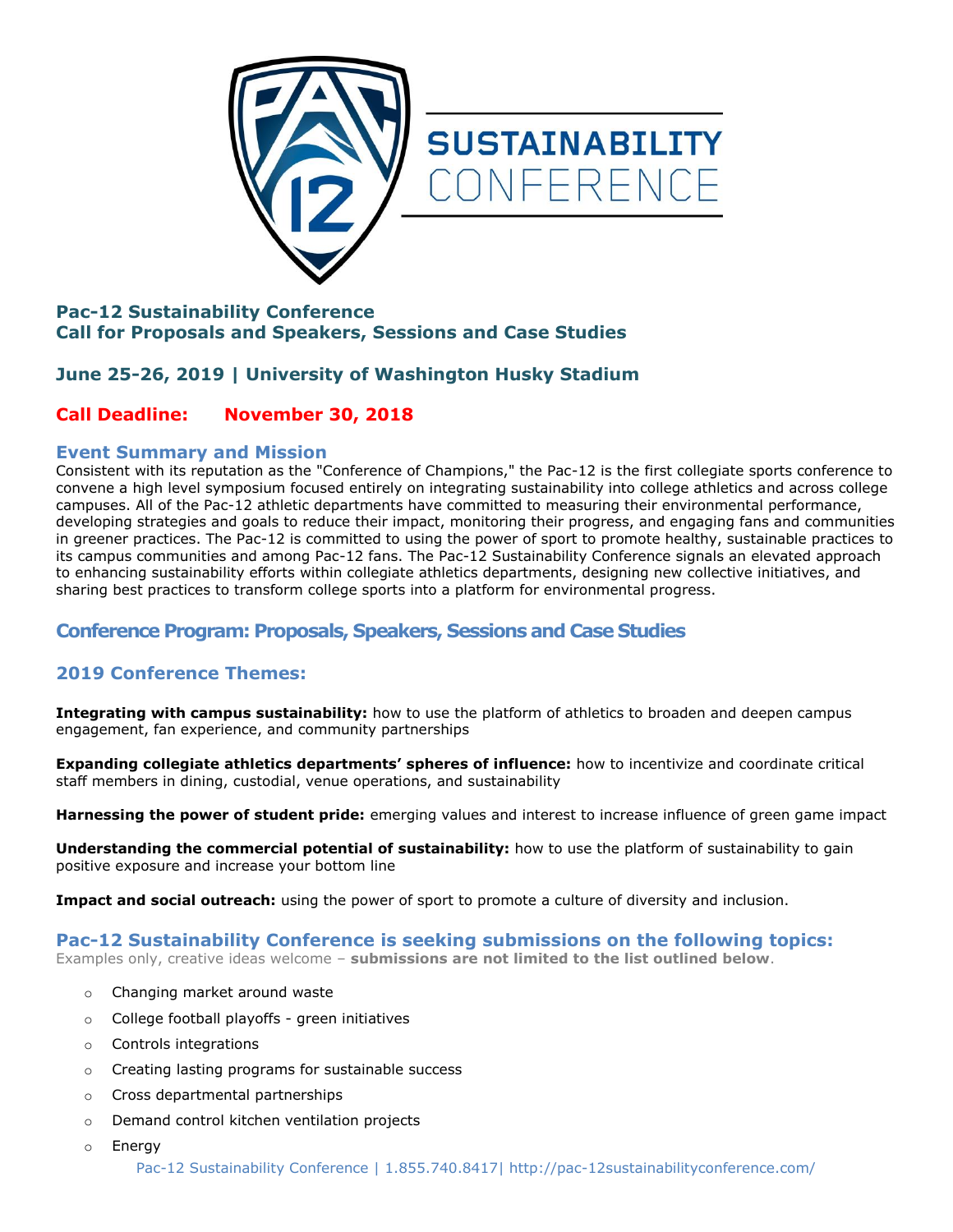# SUSTAINABILITY CONFERENCE

## Pac-12 Sustainability Conference
## Call for Proposals and Speakers, Sessions and Case Studies

## June 25-26, 2019 | University of Washington Husky Stadium

## Call Deadline: November 30, 2018

### Event Summary and Mission

Consistent with its reputation as the "Conference of Champions," the Pac-12 is the first collegiate sports conference to convene a high level symposium focused entirely on integrating sustainability into college athletics and across college campuses. All of the Pac-12 athletic departments have committed to measuring their environmental performance, developing strategies and goals to reduce their impact, monitoring their progress, and engaging fans and communities in greener practices. The Pac-12 is committed to using the power of sport to promote healthy, sustainable practices to its campus communities and among Pac-12 fans. The Pac-12 Sustainability Conference signals an elevated approach to enhancing sustainability efforts within collegiate athletics departments, designing new collective initiatives, and sharing best practices to transform college sports into a platform for environmental progress.

## Conference Program: Proposals, Speakers, Sessions and Case Studies

### 2019 Conference Themes:

**Integrating with campus sustainability:** how to use the platform of athletics to broaden and deepen campus engagement, fan experience, and community partnerships

**Expanding collegiate athletics departments' spheres of influence:** how to incentivize and coordinate critical staff members in dining, custodial, venue operations, and sustainability

**Harnessing the power of student pride:** emerging values and interest to increase influence of green game impact

**Understanding the commercial potential of sustainability:** how to use the platform of sustainability to gain positive exposure and increase your bottom line

**Impact and social outreach:** using the power of sport to promote a culture of diversity and inclusion.

### Pac-12 Sustainability Conference is seeking submissions on the following topics:

Examples only, creative ideas welcome – **submissions are not limited to the list outlined below**.

- Changing market around waste
- College football playoffs - green initiatives
- Controls integrations
- Creating lasting programs for sustainable success
- Cross departmental partnerships
- Demand control kitchen ventilation projects
- Energy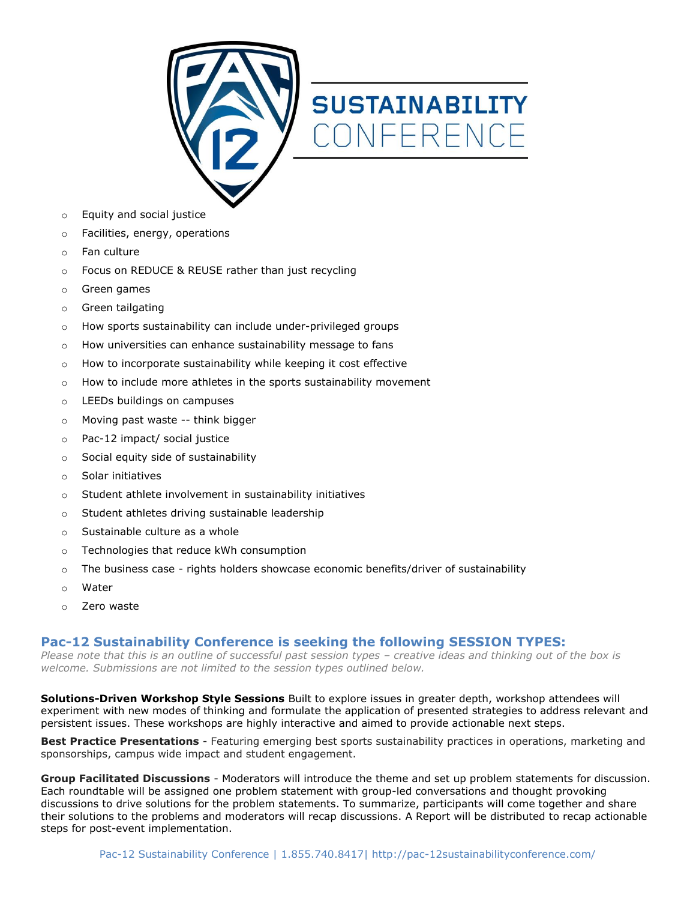- Equity and social justice
- Facilities, energy, operations
- Fan culture
- Focus on REDUCE & REUSE rather than just recycling
- Green games
- Green tailgating
- How sports sustainability can include under-privileged groups
- How universities can enhance sustainability message to fans
- How to incorporate sustainability while keeping it cost effective
- How to include more athletes in the sports sustainability movement
- LEEDs buildings on campuses
- Moving past waste -- think bigger
- Pac-12 impact/ social justice
- Social equity side of sustainability
- Solar initiatives
- Student athlete involvement in sustainability initiatives
- Student athletes driving sustainable leadership
- Sustainable culture as a whole
- Technologies that reduce kWh consumption
- The business case - rights holders showcase economic benefits/driver of sustainability
- Water
- Zero waste

## Pac-12 Sustainability Conference is seeking the following SESSION TYPES:

*Please note that this is an outline of successful past session types – creative ideas and thinking out of the box is welcome. Submissions are not limited to the session types outlined below.*

**Solutions-Driven Workshop Style Sessions** Built to explore issues in greater depth, workshop attendees will experiment with new modes of thinking and formulate the application of presented strategies to address relevant and persistent issues. These workshops are highly interactive and aimed to provide actionable next steps.

**Best Practice Presentations** - Featuring emerging best sports sustainability practices in operations, marketing and sponsorships, campus wide impact and student engagement.

**Group Facilitated Discussions** - Moderators will introduce the theme and set up problem statements for discussion. Each roundtable will be assigned one problem statement with group-led conversations and thought provoking discussions to drive solutions for the problem statements. To summarize, participants will come together and share their solutions to the problems and moderators will recap discussions. A Report will be distributed to recap actionable steps for post-event implementation.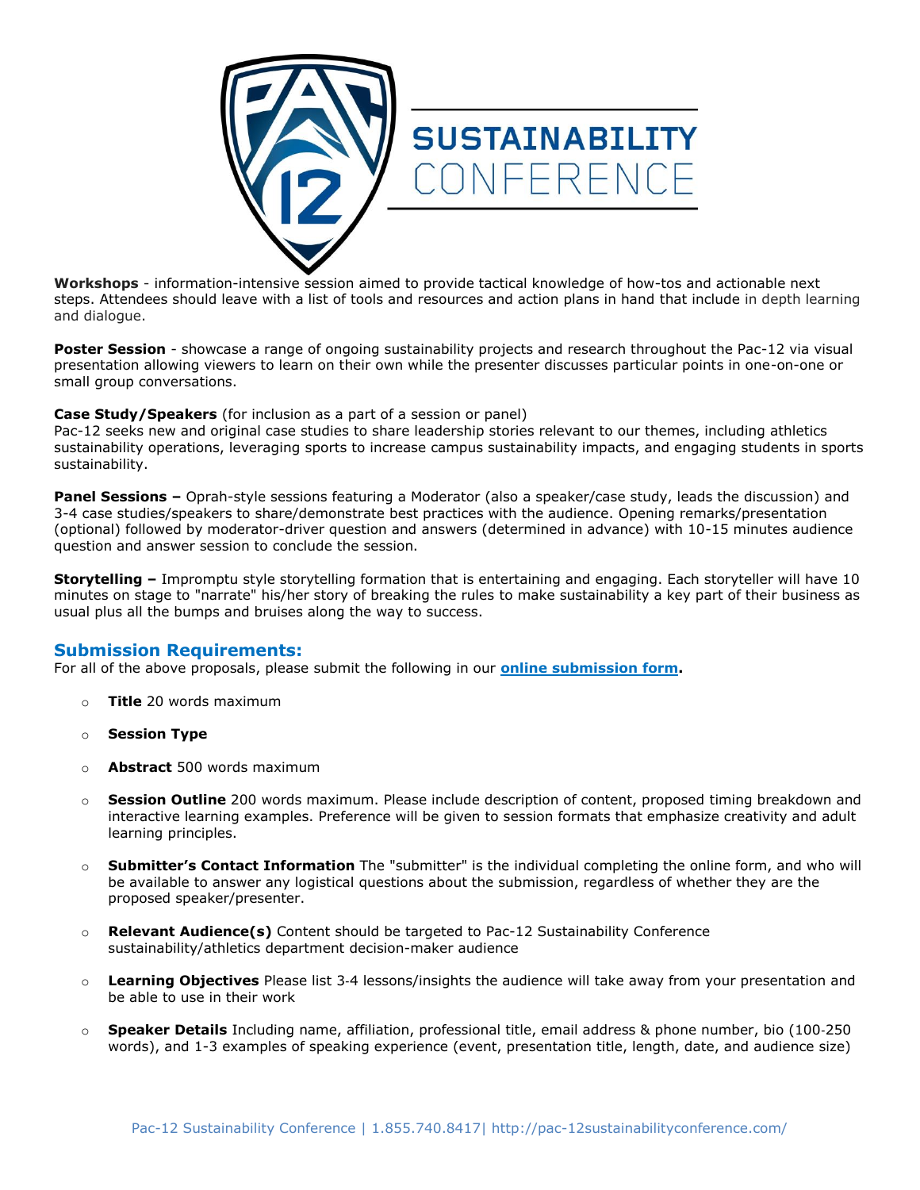**Workshops** - information-intensive session aimed to provide tactical knowledge of how-tos and actionable next steps. Attendees should leave with a list of tools and resources and action plans in hand that include in depth learning and dialogue.

**Poster Session** - showcase a range of ongoing sustainability projects and research throughout the Pac-12 via visual presentation allowing viewers to learn on their own while the presenter discusses particular points in one-on-one or small group conversations.

**Case Study/Speakers** (for inclusion as a part of a session or panel)
Pac-12 seeks new and original case studies to share leadership stories relevant to our themes, including athletics sustainability operations, leveraging sports to increase campus sustainability impacts, and engaging students in sports sustainability.

**Panel Sessions –** Oprah-style sessions featuring a Moderator (also a speaker/case study, leads the discussion) and 3-4 case studies/speakers to share/demonstrate best practices with the audience. Opening remarks/presentation (optional) followed by moderator-driver question and answers (determined in advance) with 10-15 minutes audience question and answer session to conclude the session.

**Storytelling –** Impromptu style storytelling formation that is entertaining and engaging. Each storyteller will have 10 minutes on stage to "narrate" his/her story of breaking the rules to make sustainability a key part of their business as usual plus all the bumps and bruises along the way to success.

## Submission Requirements:

For all of the above proposals, please submit the following in our **online submission form.**

- **Title** 20 words maximum
- **Session Type**
- **Abstract** 500 words maximum
- **Session Outline** 200 words maximum. Please include description of content, proposed timing breakdown and interactive learning examples. Preference will be given to session formats that emphasize creativity and adult learning principles.
- **Submitter's Contact Information** The "submitter" is the individual completing the online form, and who will be available to answer any logistical questions about the submission, regardless of whether they are the proposed speaker/presenter.
- **Relevant Audience(s)** Content should be targeted to Pac-12 Sustainability Conference sustainability/athletics department decision-maker audience
- **Learning Objectives** Please list 3-4 lessons/insights the audience will take away from your presentation and be able to use in their work
- **Speaker Details** Including name, affiliation, professional title, email address & phone number, bio (100-250 words), and 1-3 examples of speaking experience (event, presentation title, length, date, and audience size)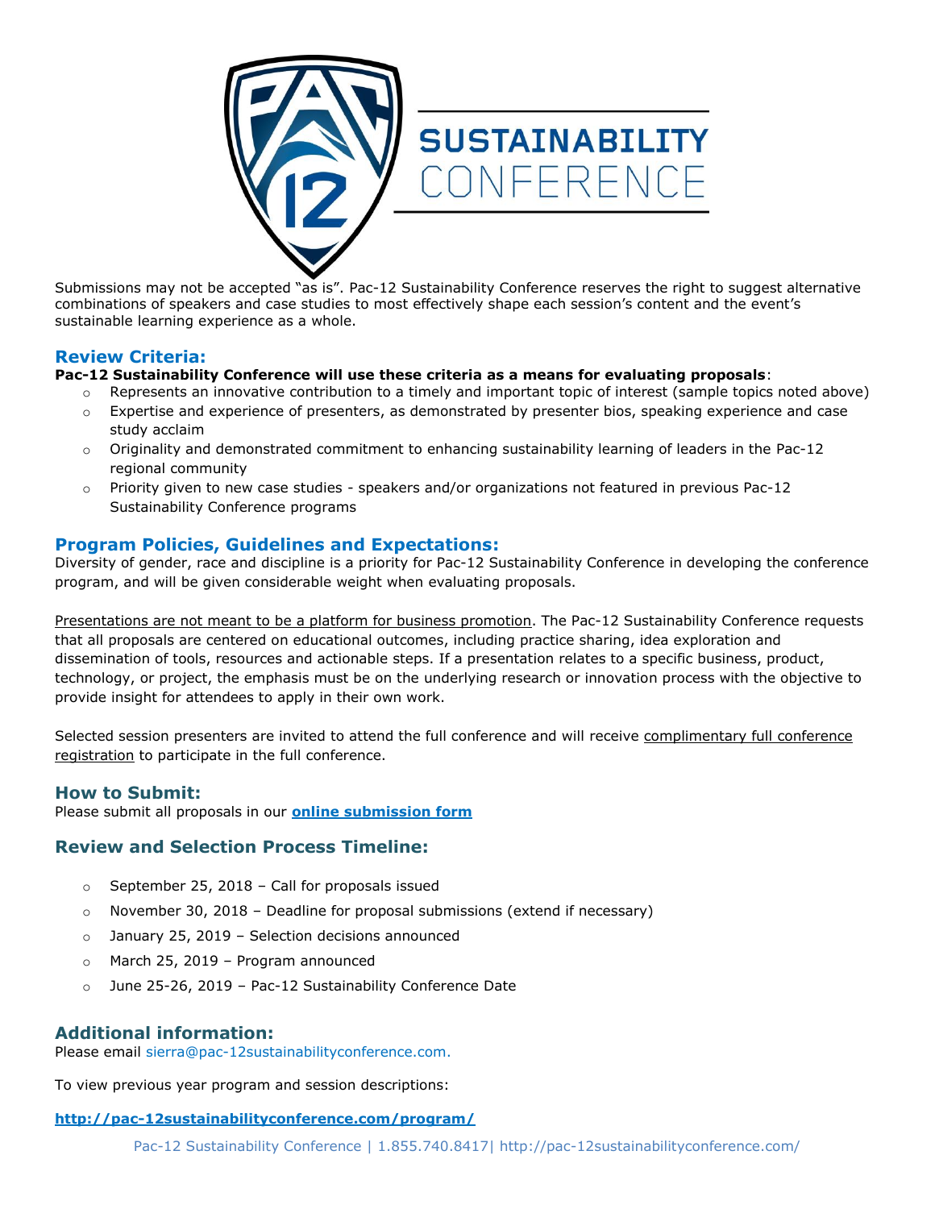Submissions may not be accepted "as is". Pac-12 Sustainability Conference reserves the right to suggest alternative combinations of speakers and case studies to most effectively shape each session's content and the event's sustainable learning experience as a whole.

## Review Criteria:

**Pac-12 Sustainability Conference will use these criteria as a means for evaluating proposals**:

- Represents an innovative contribution to a timely and important topic of interest (sample topics noted above)
- Expertise and experience of presenters, as demonstrated by presenter bios, speaking experience and case study acclaim
- Originality and demonstrated commitment to enhancing sustainability learning of leaders in the Pac-12 regional community
- Priority given to new case studies - speakers and/or organizations not featured in previous Pac-12 Sustainability Conference programs

## Program Policies, Guidelines and Expectations:

Diversity of gender, race and discipline is a priority for Pac-12 Sustainability Conference in developing the conference program, and will be given considerable weight when evaluating proposals.

Presentations are not meant to be a platform for business promotion. The Pac-12 Sustainability Conference requests that all proposals are centered on educational outcomes, including practice sharing, idea exploration and dissemination of tools, resources and actionable steps. If a presentation relates to a specific business, product, technology, or project, the emphasis must be on the underlying research or innovation process with the objective to provide insight for attendees to apply in their own work.

Selected session presenters are invited to attend the full conference and will receive complimentary full conference registration to participate in the full conference.

## How to Submit:

Please submit all proposals in our **online submission form**

## Review and Selection Process Timeline:

- September 25, 2018 – Call for proposals issued
- November 30, 2018 – Deadline for proposal submissions (extend if necessary)
- January 25, 2019 – Selection decisions announced
- March 25, 2019 – Program announced
- June 25-26, 2019 – Pac-12 Sustainability Conference Date

## Additional information:

Please email sierra@pac-12sustainabilityconference.com.

To view previous year program and session descriptions:

**http://pac-12sustainabilityconference.com/program/**

Pac-12 Sustainability Conference | 1.855.740.8417| http://pac-12sustainabilityconference.com/